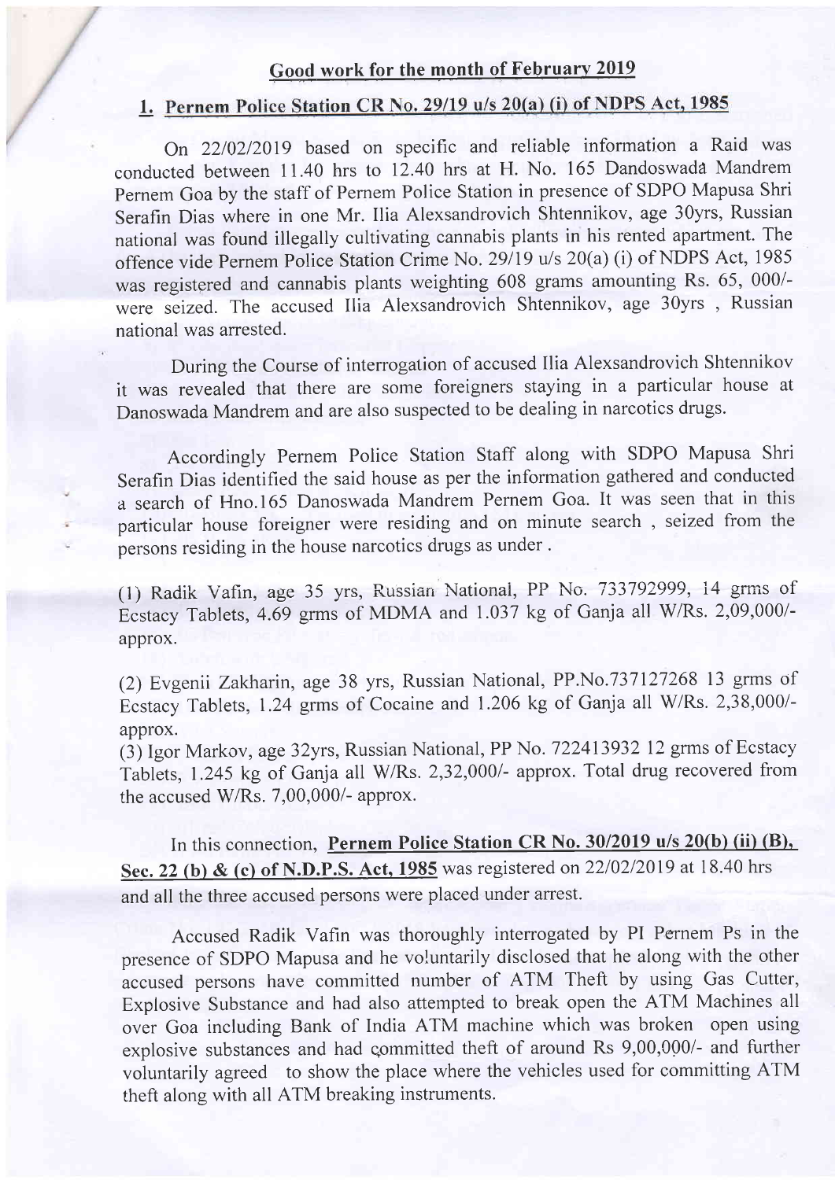## Good work for the month of February 2019

### 1. Pernem Police Station CR No. 29/19 u/s 20(a) (i) of NDPS Act, 1985

On 22/02/2019 based on specific and reliable information a Raid was conducted between 11.40 hrs to 12.40 hrs at H. No. 165 Dandoswada Mandrem Pernem Goa by the staff of Pernem Police Station in presence of SDPO Mapusa Shri Serafin Dias where in one Mr. Ilia Alexsandrovich Shtennikov, age 30yrs, Russian national was found illegally cultivating cannabis plants in his rented apartment. The offence vide Pernem Police Station Crime No. 29/19 u/s 20(a) (i) of NDPS Act, 1985 was registered and cannabis plants weighting 608 grams amounting Rs. 65, 000/- were seized. The accused Ilia Alexsandrovich Shtennikov, age 30yrs , Russian national was arrested.

During the Course of interrogation of accused Ilia Alexsandrovich Shtennikov it was revealed that there are some foreigners staying in a particular house at Danoswada Mandrem and are also suspected to be dealing in narcotics drugs.

Accordingly Pernem Police Station Staff along with SDPO Mapusa Shri Serafin Dias identified the said house as per the information gathered and conducted a search of Hno.165 Danoswada Mandrem Pernem Goa. It was seen that in this particular house foreigner were residing and on minute search , seized from the persons residing in the house narcotics drugs as under .

(1) Radik Vafin, age 35 yrs, Russian National, PP No. 733792999, 14 grms of Ecstacy Tablets, 4.69 grms of MDMA and 1.037 kg of Ganja all W/Rs. 2,09,000/- approx.

(2) Evgenii Zakharin, age 38 yrs, Russian National, PP.No.737127268 13 grms of Ecstacy Tablets, 1.24 grms of Cocaine and 1.206 kg of Ganja all W/Rs. 2,38,000/- approx.

(3) Igor Markov, age 32yrs, Russian National, PP No. 722413932 12 grms of Ecstacy Tablets, 1.245 kg of Ganja all W/Rs. 2,32,000/- approx. Total drug recovered from the accused W/Rs. 7,00,000/- approx.

In this connection, **Pernem Police Station CR No. 30/2019 u/s 20(b) (ii) (B), Sec. 22 (b) & (c) of N.D.P.S. Act, 1985** was registered on 22/02/2019 at 18.40 hrs and all the three accused persons were placed under arrest.

Accused Radik Vafin was thoroughly interrogated by PI Pernem Ps in the presence of SDPO Mapusa and he voluntarily disclosed that he along with the other accused persons have committed number of ATM Theft by using Gas Cutter, Explosive Substance and had also attempted to break open the ATM Machines all over Goa including Bank of India ATM machine which was broken open using explosive substances and had committed theft of around Rs 9,00,000/- and further voluntarily agreed to show the place where the vehicles used for committing ATM theft along with all ATM breaking instruments.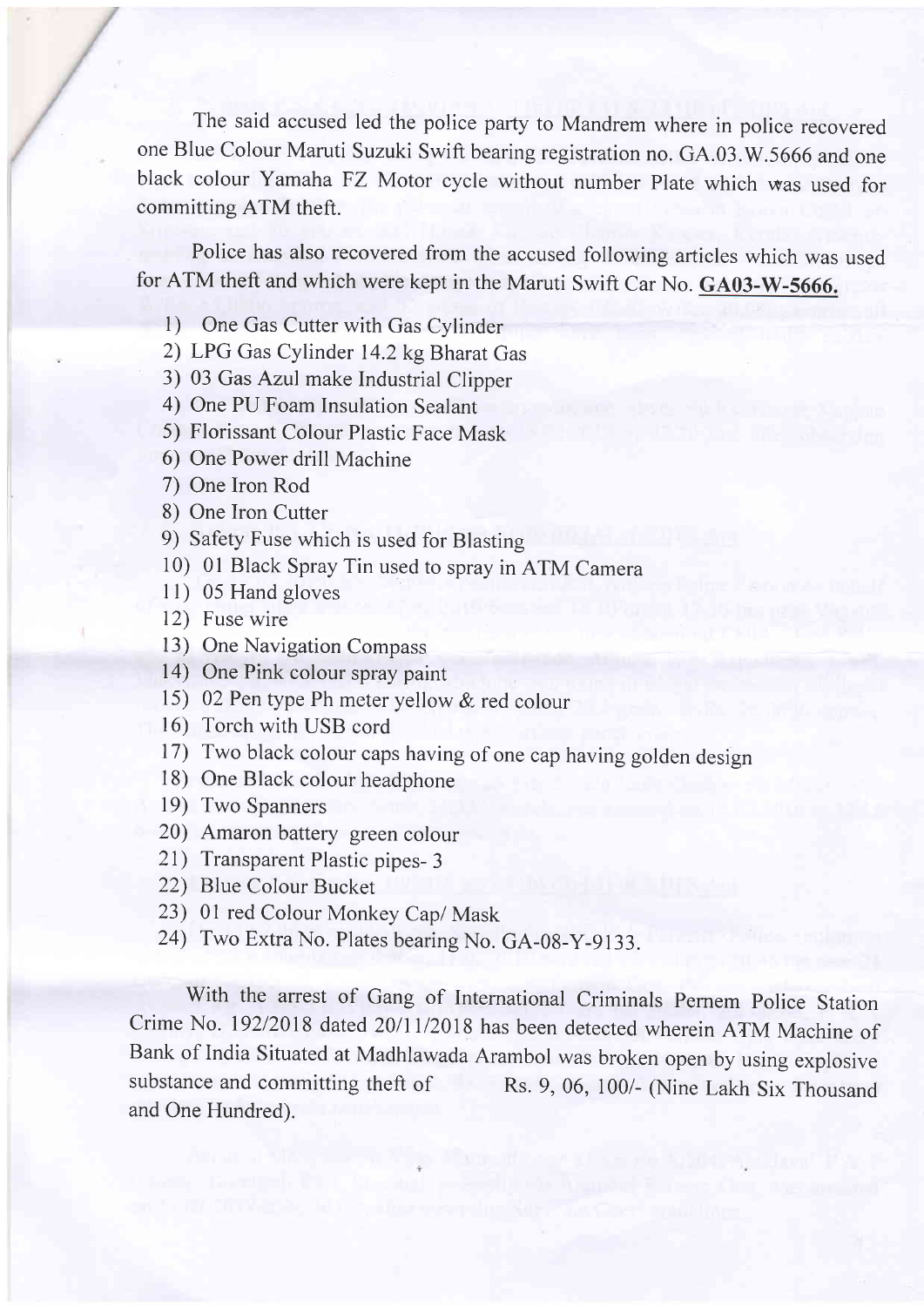The said accused led the police party to Mandrem where in police recovered one Blue Colour Maruti Suzuki Swift bearing registration no. GA.03.W.5666 and one black colour Yamaha FZ Motor cycle without number Plate which was used for committing ATM theft.

Police has also recovered from the accused following articles which was used for ATM theft and which were kept in the Maruti Swift Car No. **GA03-W-5666.**

1) One Gas Cutter with Gas Cylinder
2) LPG Gas Cylinder 14.2 kg Bharat Gas
3) 03 Gas Azul make Industrial Clipper
4) One PU Foam Insulation Sealant
5) Florissant Colour Plastic Face Mask
6) One Power drill Machine
7) One Iron Rod
8) One Iron Cutter
9) Safety Fuse which is used for Blasting
10) 01 Black Spray Tin used to spray in ATM Camera
11) 05 Hand gloves
12) Fuse wire
13) One Navigation Compass
14) One Pink colour spray paint
15) 02 Pen type Ph meter yellow & red colour
16) Torch with USB cord
17) Two black colour caps having of one cap having golden design
18) One Black colour headphone
19) Two Spanners
20) Amaron battery green colour
21) Transparent Plastic pipes- 3
22) Blue Colour Bucket
23) 01 red Colour Monkey Cap/ Mask
24) Two Extra No. Plates bearing No. GA-08-Y-9133.

With the arrest of Gang of International Criminals Pernem Police Station Crime No. 192/2018 dated 20/11/2018 has been detected wherein ATM Machine of Bank of India Situated at Madhlawada Arambol was broken open by using explosive substance and committing theft of Rs. 9, 06, 100/- (Nine Lakh Six Thousand and One Hundred).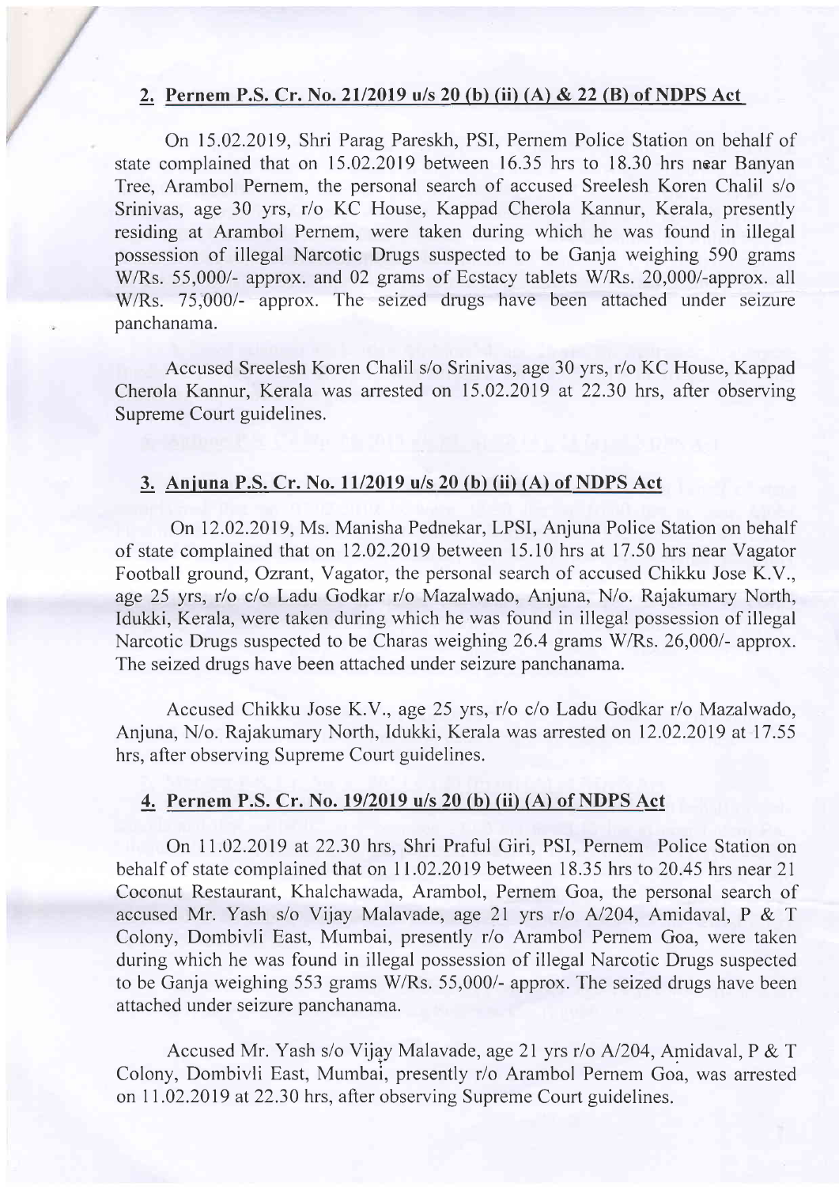## 2. Pernem P.S. Cr. No. 21/2019 u/s 20 (b) (ii) (A) & 22 (B) of NDPS Act

On 15.02.2019, Shri Parag Pareskh, PSI, Pernem Police Station on behalf of state complained that on 15.02.2019 between 16.35 hrs to 18.30 hrs near Banyan Tree, Arambol Pernem, the personal search of accused Sreelesh Koren Chalil s/o Srinivas, age 30 yrs, r/o KC House, Kappad Cherola Kannur, Kerala, presently residing at Arambol Pernem, were taken during which he was found in illegal possession of illegal Narcotic Drugs suspected to be Ganja weighing 590 grams W/Rs. 55,000/- approx. and 02 grams of Ecstacy tablets W/Rs. 20,000/-approx. all W/Rs. 75,000/- approx. The seized drugs have been attached under seizure panchanama.

Accused Sreelesh Koren Chalil s/o Srinivas, age 30 yrs, r/o KC House, Kappad Cherola Kannur, Kerala was arrested on 15.02.2019 at 22.30 hrs, after observing Supreme Court guidelines.

## 3. Anjuna P.S. Cr. No. 11/2019 u/s 20 (b) (ii) (A) of NDPS Act

On 12.02.2019, Ms. Manisha Pednekar, LPSI, Anjuna Police Station on behalf of state complained that on 12.02.2019 between 15.10 hrs at 17.50 hrs near Vagator Football ground, Ozrant, Vagator, the personal search of accused Chikku Jose K.V., age 25 yrs, r/o c/o Ladu Godkar r/o Mazalwado, Anjuna, N/o. Rajakumary North, Idukki, Kerala, were taken during which he was found in illegal possession of illegal Narcotic Drugs suspected to be Charas weighing 26.4 grams W/Rs. 26,000/- approx. The seized drugs have been attached under seizure panchanama.

Accused Chikku Jose K.V., age 25 yrs, r/o c/o Ladu Godkar r/o Mazalwado, Anjuna, N/o. Rajakumary North, Idukki, Kerala was arrested on 12.02.2019 at 17.55 hrs, after observing Supreme Court guidelines.

## 4. Pernem P.S. Cr. No. 19/2019 u/s 20 (b) (ii) (A) of NDPS Act

On 11.02.2019 at 22.30 hrs, Shri Praful Giri, PSI, Pernem Police Station on behalf of state complained that on 11.02.2019 between 18.35 hrs to 20.45 hrs near 21 Coconut Restaurant, Khalchawada, Arambol, Pernem Goa, the personal search of accused Mr. Yash s/o Vijay Malavade, age 21 yrs r/o A/204, Amidaval, P & T Colony, Dombivli East, Mumbai, presently r/o Arambol Pernem Goa, were taken during which he was found in illegal possession of illegal Narcotic Drugs suspected to be Ganja weighing 553 grams W/Rs. 55,000/- approx. The seized drugs have been attached under seizure panchanama.

Accused Mr. Yash s/o Vijay Malavade, age 21 yrs r/o A/204, Amidaval, P & T Colony, Dombivli East, Mumbai, presently r/o Arambol Pernem Goa, was arrested on 11.02.2019 at 22.30 hrs, after observing Supreme Court guidelines.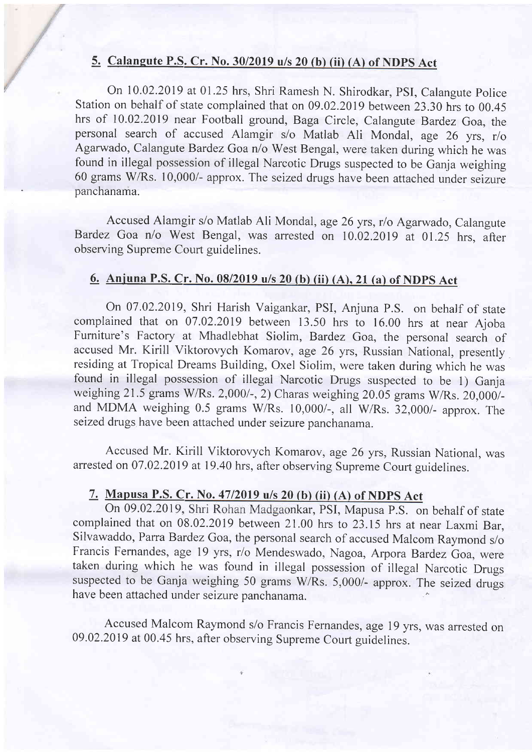## 5. Calangute P.S. Cr. No. 30/2019 u/s 20 (b) (ii) (A) of NDPS Act

On 10.02.2019 at 01.25 hrs, Shri Ramesh N. Shirodkar, PSI, Calangute Police Station on behalf of state complained that on 09.02.2019 between 23.30 hrs to 00.45 hrs of 10.02.2019 near Football ground, Baga Circle, Calangute Bardez Goa, the personal search of accused Alamgir s/o Matlab Ali Mondal, age 26 yrs, r/o Agarwado, Calangute Bardez Goa n/o West Bengal, were taken during which he was found in illegal possession of illegal Narcotic Drugs suspected to be Ganja weighing 60 grams W/Rs. 10,000/- approx. The seized drugs have been attached under seizure panchanama.

Accused Alamgir s/o Matlab Ali Mondal, age 26 yrs, r/o Agarwado, Calangute Bardez Goa n/o West Bengal, was arrested on 10.02.2019 at 01.25 hrs, after observing Supreme Court guidelines.

## 6. Anjuna P.S. Cr. No. 08/2019 u/s 20 (b) (ii) (A), 21 (a) of NDPS Act

On 07.02.2019, Shri Harish Vaigankar, PSI, Anjuna P.S. on behalf of state complained that on 07.02.2019 between 13.50 hrs to 16.00 hrs at near Ajoba Furniture's Factory at Mhadlebhat Siolim, Bardez Goa, the personal search of accused Mr. Kirill Viktorovych Komarov, age 26 yrs, Russian National, presently residing at Tropical Dreams Building, Oxel Siolim, were taken during which he was found in illegal possession of illegal Narcotic Drugs suspected to be 1) Ganja weighing 21.5 grams W/Rs. 2,000/-, 2) Charas weighing 20.05 grams W/Rs. 20,000/- and MDMA weighing 0.5 grams W/Rs. 10,000/-, all W/Rs. 32,000/- approx. The seized drugs have been attached under seizure panchanama.

Accused Mr. Kirill Viktorovych Komarov, age 26 yrs, Russian National, was arrested on 07.02.2019 at 19.40 hrs, after observing Supreme Court guidelines.

## 7. Mapusa P.S. Cr. No. 47/2019 u/s 20 (b) (ii) (A) of NDPS Act

On 09.02.2019, Shri Rohan Madgaonkar, PSI, Mapusa P.S. on behalf of state complained that on 08.02.2019 between 21.00 hrs to 23.15 hrs at near Laxmi Bar, Silvawaddo, Parra Bardez Goa, the personal search of accused Malcom Raymond s/o Francis Fernandes, age 19 yrs, r/o Mendeswado, Nagoa, Arpora Bardez Goa, were taken during which he was found in illegal possession of illegal Narcotic Drugs suspected to be Ganja weighing 50 grams W/Rs. 5,000/- approx. The seized drugs have been attached under seizure panchanama.

Accused Malcom Raymond s/o Francis Fernandes, age 19 yrs, was arrested on 09.02.2019 at 00.45 hrs, after observing Supreme Court guidelines.